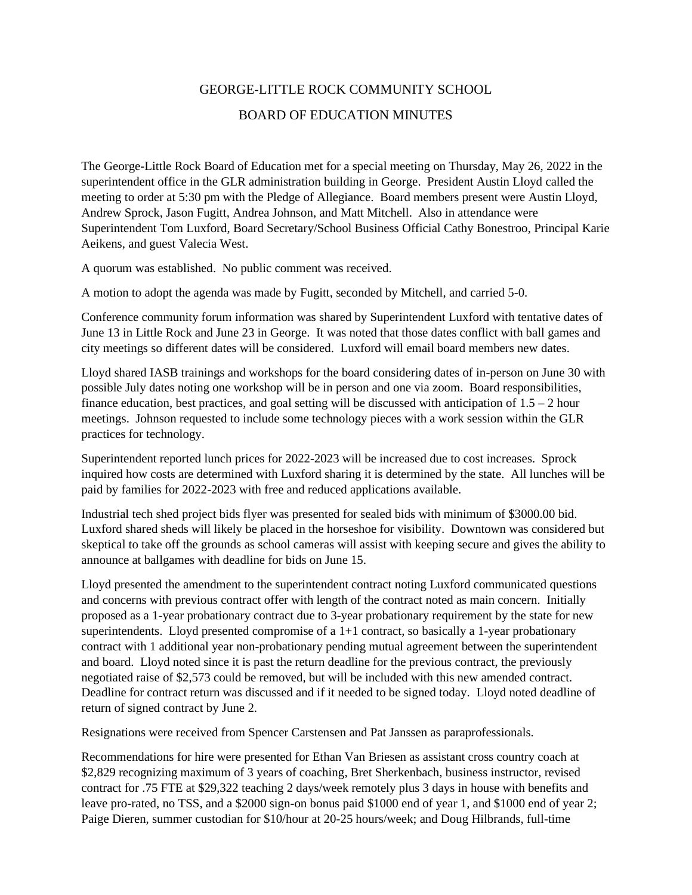# GEORGE-LITTLE ROCK COMMUNITY SCHOOL

## BOARD OF EDUCATION MINUTES

The George-Little Rock Board of Education met for a special meeting on Thursday, May 26, 2022 in the superintendent office in the GLR administration building in George. President Austin Lloyd called the meeting to order at 5:30 pm with the Pledge of Allegiance. Board members present were Austin Lloyd, Andrew Sprock, Jason Fugitt, Andrea Johnson, and Matt Mitchell. Also in attendance were Superintendent Tom Luxford, Board Secretary/School Business Official Cathy Bonestroo, Principal Karie Aeikens, and guest Valecia West.

A quorum was established. No public comment was received.

A motion to adopt the agenda was made by Fugitt, seconded by Mitchell, and carried 5-0.

Conference community forum information was shared by Superintendent Luxford with tentative dates of June 13 in Little Rock and June 23 in George. It was noted that those dates conflict with ball games and city meetings so different dates will be considered. Luxford will email board members new dates.

Lloyd shared IASB trainings and workshops for the board considering dates of in-person on June 30 with possible July dates noting one workshop will be in person and one via zoom. Board responsibilities, finance education, best practices, and goal setting will be discussed with anticipation of 1.5 – 2 hour meetings. Johnson requested to include some technology pieces with a work session within the GLR practices for technology.

Superintendent reported lunch prices for 2022-2023 will be increased due to cost increases. Sprock inquired how costs are determined with Luxford sharing it is determined by the state. All lunches will be paid by families for 2022-2023 with free and reduced applications available.

Industrial tech shed project bids flyer was presented for sealed bids with minimum of $3000.00 bid. Luxford shared sheds will likely be placed in the horseshoe for visibility. Downtown was considered but skeptical to take off the grounds as school cameras will assist with keeping secure and gives the ability to announce at ballgames with deadline for bids on June 15.

Lloyd presented the amendment to the superintendent contract noting Luxford communicated questions and concerns with previous contract offer with length of the contract noted as main concern. Initially proposed as a 1-year probationary contract due to 3-year probationary requirement by the state for new superintendents. Lloyd presented compromise of a 1+1 contract, so basically a 1-year probationary contract with 1 additional year non-probationary pending mutual agreement between the superintendent and board. Lloyd noted since it is past the return deadline for the previous contract, the previously negotiated raise of $2,573 could be removed, but will be included with this new amended contract. Deadline for contract return was discussed and if it needed to be signed today. Lloyd noted deadline of return of signed contract by June 2.

Resignations were received from Spencer Carstensen and Pat Janssen as paraprofessionals.

Recommendations for hire were presented for Ethan Van Briesen as assistant cross country coach at $2,829 recognizing maximum of 3 years of coaching, Bret Sherkenbach, business instructor, revised contract for .75 FTE at $29,322 teaching 2 days/week remotely plus 3 days in house with benefits and leave pro-rated, no TSS, and a $2000 sign-on bonus paid $1000 end of year 1, and $1000 end of year 2; Paige Dieren, summer custodian for $10/hour at 20-25 hours/week; and Doug Hilbrands, full-time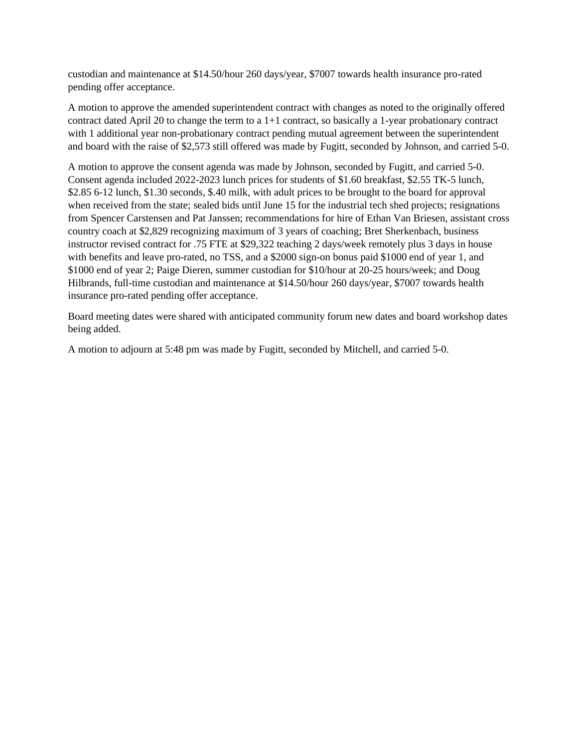custodian and maintenance at $14.50/hour 260 days/year, $7007 towards health insurance pro-rated pending offer acceptance.

A motion to approve the amended superintendent contract with changes as noted to the originally offered contract dated April 20 to change the term to a 1+1 contract, so basically a 1-year probationary contract with 1 additional year non-probationary contract pending mutual agreement between the superintendent and board with the raise of $2,573 still offered was made by Fugitt, seconded by Johnson, and carried 5-0.

A motion to approve the consent agenda was made by Johnson, seconded by Fugitt, and carried 5-0. Consent agenda included 2022-2023 lunch prices for students of $1.60 breakfast, $2.55 TK-5 lunch, $2.85 6-12 lunch, $1.30 seconds, $.40 milk, with adult prices to be brought to the board for approval when received from the state; sealed bids until June 15 for the industrial tech shed projects; resignations from Spencer Carstensen and Pat Janssen; recommendations for hire of Ethan Van Briesen, assistant cross country coach at $2,829 recognizing maximum of 3 years of coaching; Bret Sherkenbach, business instructor revised contract for .75 FTE at $29,322 teaching 2 days/week remotely plus 3 days in house with benefits and leave pro-rated, no TSS, and a $2000 sign-on bonus paid $1000 end of year 1, and $1000 end of year 2; Paige Dieren, summer custodian for $10/hour at 20-25 hours/week; and Doug Hilbrands, full-time custodian and maintenance at $14.50/hour 260 days/year, $7007 towards health insurance pro-rated pending offer acceptance.

Board meeting dates were shared with anticipated community forum new dates and board workshop dates being added.

A motion to adjourn at 5:48 pm was made by Fugitt, seconded by Mitchell, and carried 5-0.